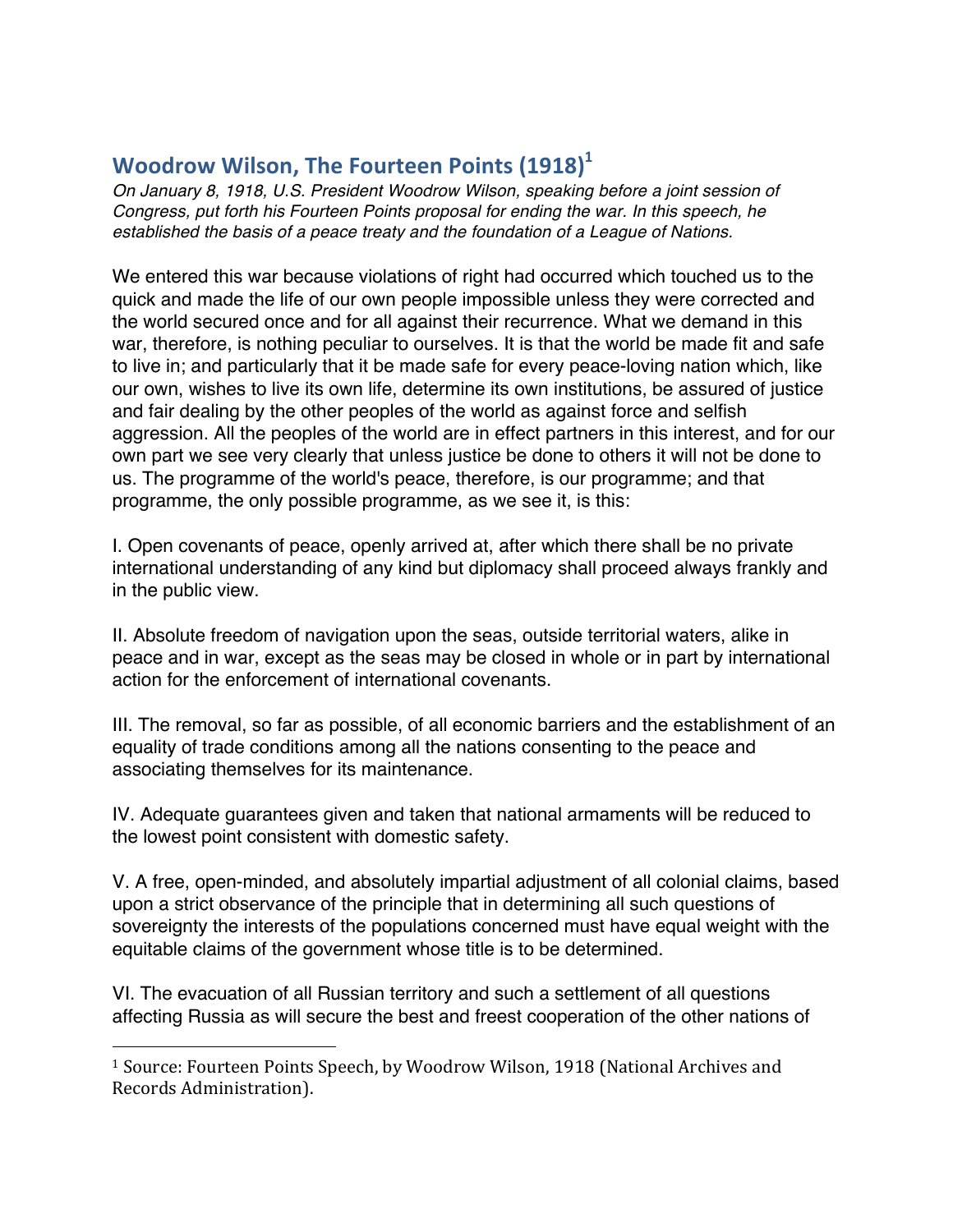## Woodrow Wilson, The Fourteen Points (1918)[1]

*On January 8, 1918, U.S. President Woodrow Wilson, speaking before a joint session of Congress, put forth his Fourteen Points proposal for ending the war. In this speech, he established the basis of a peace treaty and the foundation of a League of Nations.*

We entered this war because violations of right had occurred which touched us to the quick and made the life of our own people impossible unless they were corrected and the world secured once and for all against their recurrence. What we demand in this war, therefore, is nothing peculiar to ourselves. It is that the world be made fit and safe to live in; and particularly that it be made safe for every peace-loving nation which, like our own, wishes to live its own life, determine its own institutions, be assured of justice and fair dealing by the other peoples of the world as against force and selfish aggression. All the peoples of the world are in effect partners in this interest, and for our own part we see very clearly that unless justice be done to others it will not be done to us. The programme of the world's peace, therefore, is our programme; and that programme, the only possible programme, as we see it, is this:

I. Open covenants of peace, openly arrived at, after which there shall be no private international understanding of any kind but diplomacy shall proceed always frankly and in the public view.

II. Absolute freedom of navigation upon the seas, outside territorial waters, alike in peace and in war, except as the seas may be closed in whole or in part by international action for the enforcement of international covenants.

III. The removal, so far as possible, of all economic barriers and the establishment of an equality of trade conditions among all the nations consenting to the peace and associating themselves for its maintenance.

IV. Adequate guarantees given and taken that national armaments will be reduced to the lowest point consistent with domestic safety.

V. A free, open-minded, and absolutely impartial adjustment of all colonial claims, based upon a strict observance of the principle that in determining all such questions of sovereignty the interests of the populations concerned must have equal weight with the equitable claims of the government whose title is to be determined.

VI. The evacuation of all Russian territory and such a settlement of all questions affecting Russia as will secure the best and freest cooperation of the other nations of

---

[1] Source: Fourteen Points Speech, by Woodrow Wilson, 1918 (National Archives and Records Administration).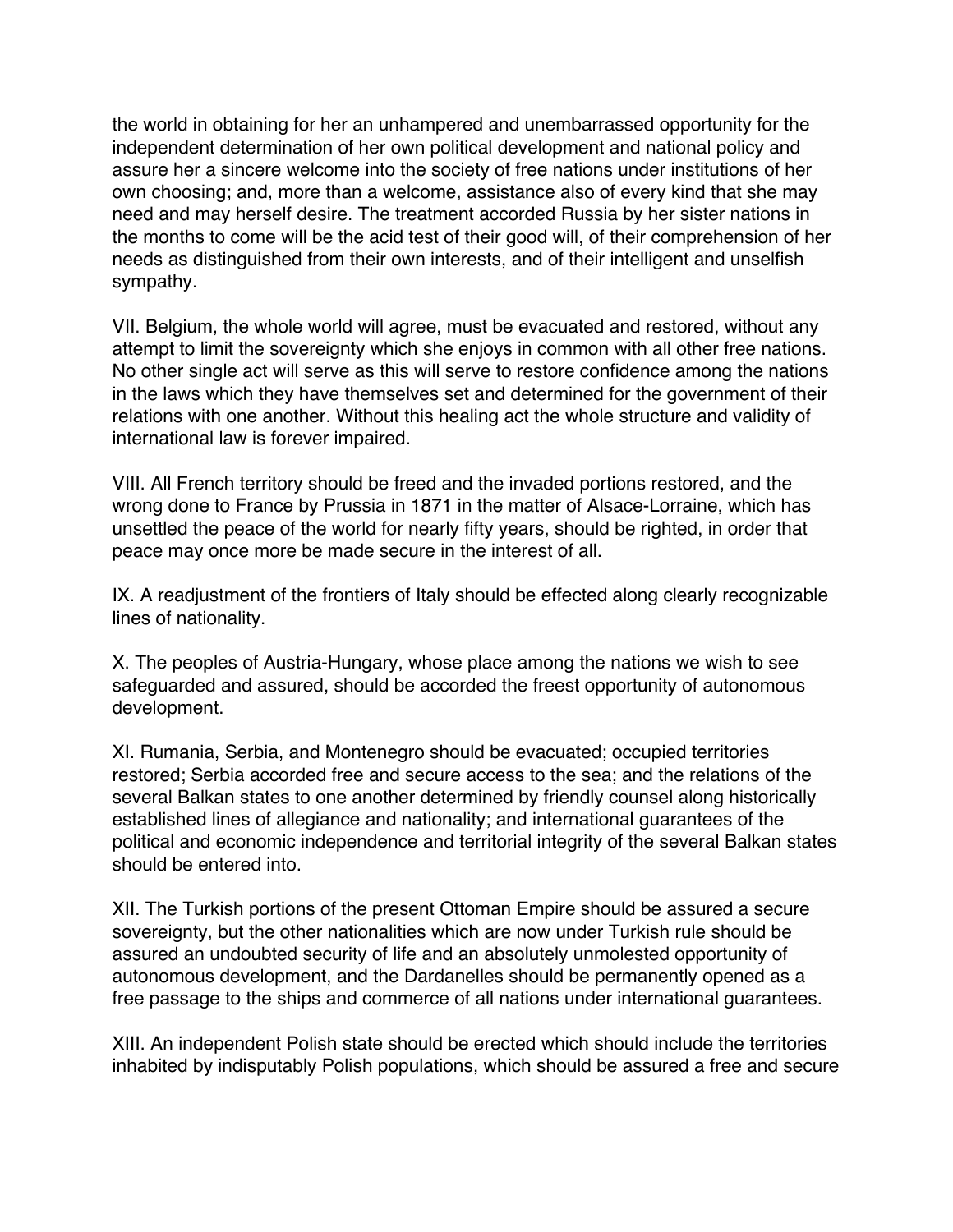the world in obtaining for her an unhampered and unembarrassed opportunity for the independent determination of her own political development and national policy and assure her a sincere welcome into the society of free nations under institutions of her own choosing; and, more than a welcome, assistance also of every kind that she may need and may herself desire. The treatment accorded Russia by her sister nations in the months to come will be the acid test of their good will, of their comprehension of her needs as distinguished from their own interests, and of their intelligent and unselfish sympathy.

VII. Belgium, the whole world will agree, must be evacuated and restored, without any attempt to limit the sovereignty which she enjoys in common with all other free nations. No other single act will serve as this will serve to restore confidence among the nations in the laws which they have themselves set and determined for the government of their relations with one another. Without this healing act the whole structure and validity of international law is forever impaired.

VIII. All French territory should be freed and the invaded portions restored, and the wrong done to France by Prussia in 1871 in the matter of Alsace-Lorraine, which has unsettled the peace of the world for nearly fifty years, should be righted, in order that peace may once more be made secure in the interest of all.

IX. A readjustment of the frontiers of Italy should be effected along clearly recognizable lines of nationality.

X. The peoples of Austria-Hungary, whose place among the nations we wish to see safeguarded and assured, should be accorded the freest opportunity of autonomous development.

XI. Rumania, Serbia, and Montenegro should be evacuated; occupied territories restored; Serbia accorded free and secure access to the sea; and the relations of the several Balkan states to one another determined by friendly counsel along historically established lines of allegiance and nationality; and international guarantees of the political and economic independence and territorial integrity of the several Balkan states should be entered into.

XII. The Turkish portions of the present Ottoman Empire should be assured a secure sovereignty, but the other nationalities which are now under Turkish rule should be assured an undoubted security of life and an absolutely unmolested opportunity of autonomous development, and the Dardanelles should be permanently opened as a free passage to the ships and commerce of all nations under international guarantees.

XIII. An independent Polish state should be erected which should include the territories inhabited by indisputably Polish populations, which should be assured a free and secure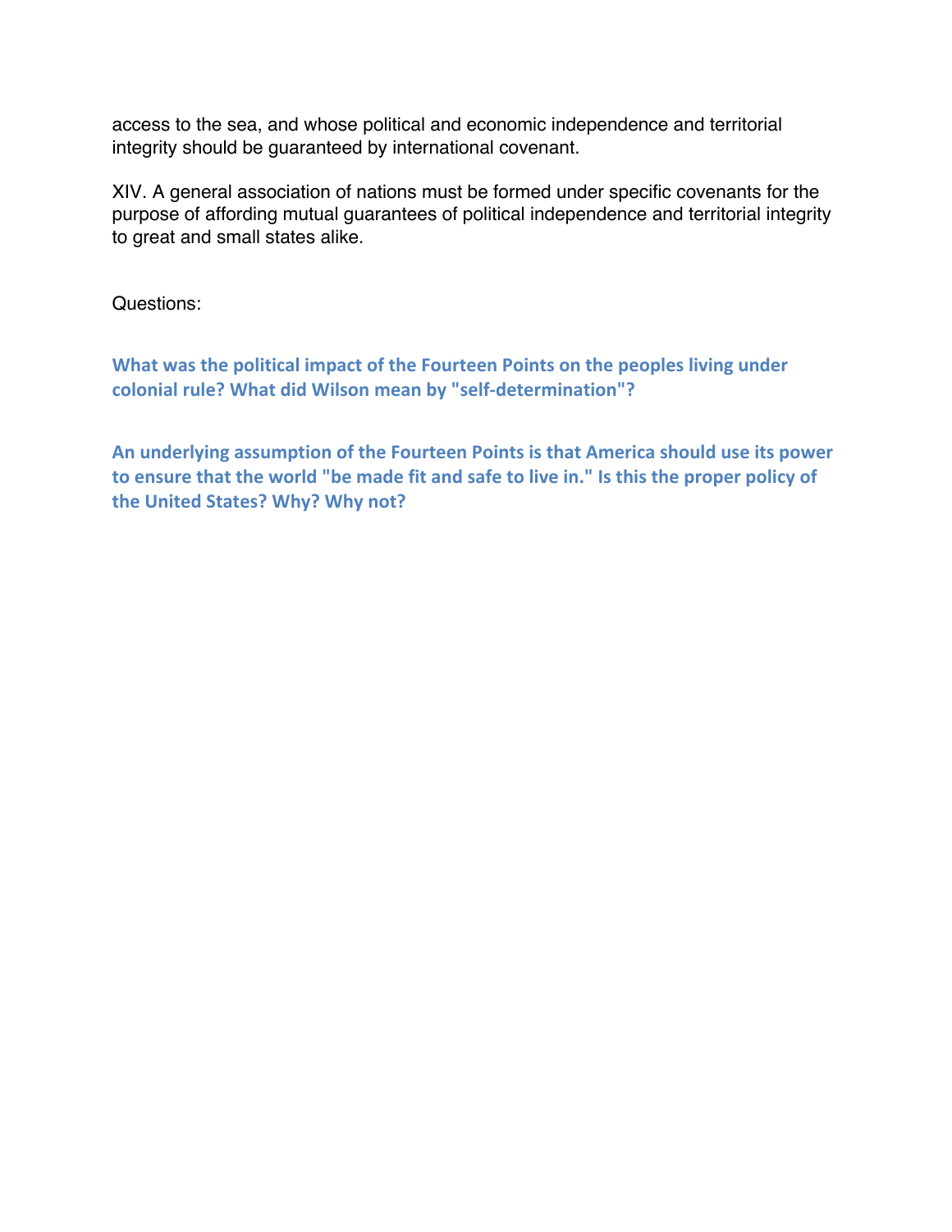access to the sea, and whose political and economic independence and territorial integrity should be guaranteed by international covenant.

XIV. A general association of nations must be formed under specific covenants for the purpose of affording mutual guarantees of political independence and territorial integrity to great and small states alike.

Questions:

**What was the political impact of the Fourteen Points on the peoples living under colonial rule? What did Wilson mean by "self-determination"?**

**An underlying assumption of the Fourteen Points is that America should use its power to ensure that the world "be made fit and safe to live in." Is this the proper policy of the United States? Why? Why not?**